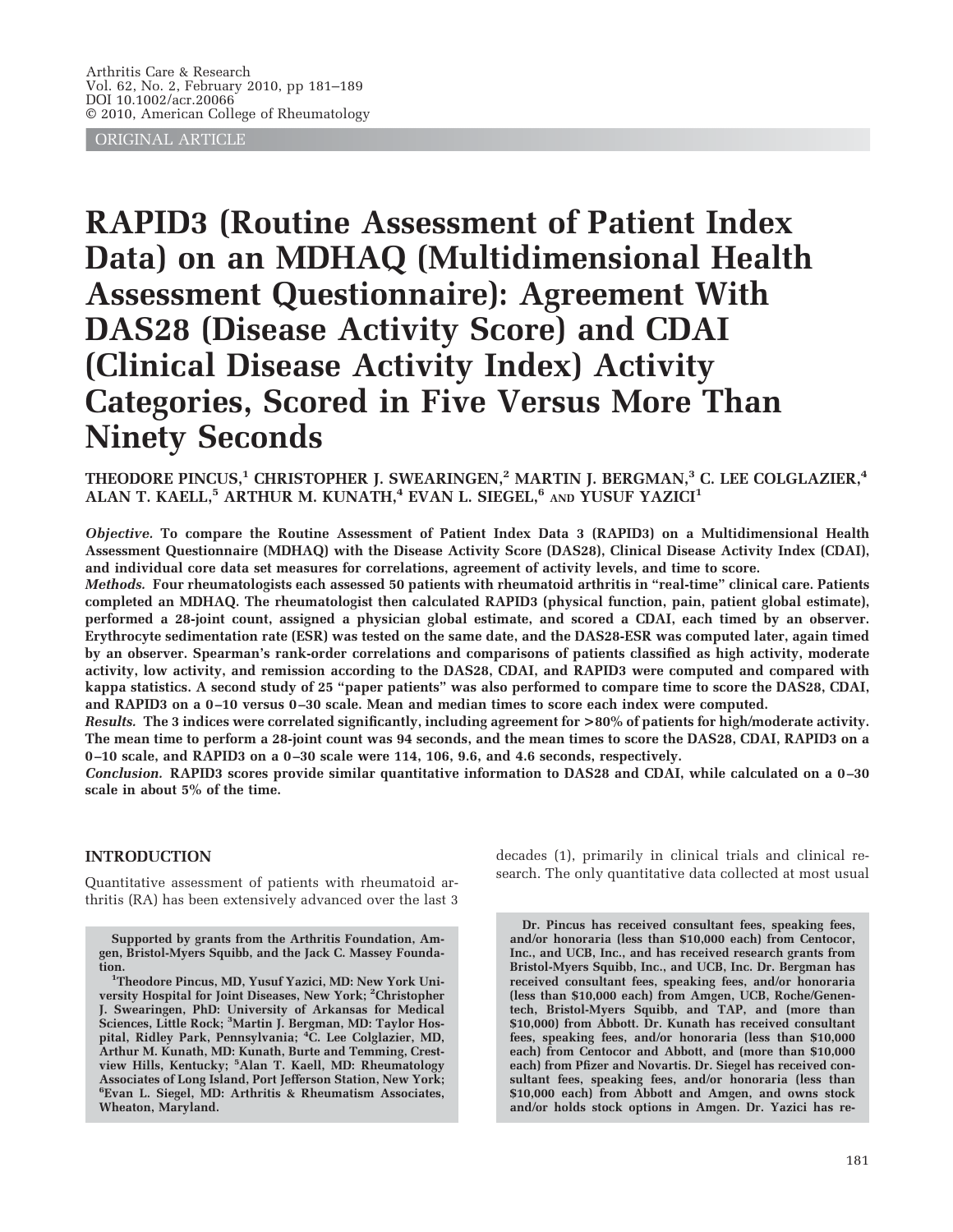ORIGINAL ARTICLE

# RAPID3 (Routine Assessment of Patient Index Data) on an MDHAQ (Multidimensional Health Assessment Questionnaire): Agreement With DAS28 (Disease Activity Score) and CDAI (Clinical Disease Activity Index) Activity Categories, Scored in Five Versus More Than Ninety Seconds

THEODORE PINCUS,[1] CHRISTOPHER J. SWEARINGEN,[2] MARTIN J. BERGMAN,[3] C. LEE COLGLAZIER,[4] ALAN T. KAELL,[5] ARTHUR M. KUNATH,[4] EVAN L. SIEGEL,[6] AND YUSUF YAZICI[1]

***Objective.*** **To compare the Routine Assessment of Patient Index Data 3 (RAPID3) on a Multidimensional Health Assessment Questionnaire (MDHAQ) with the Disease Activity Score (DAS28), Clinical Disease Activity Index (CDAI), and individual core data set measures for correlations, agreement of activity levels, and time to score.**

***Methods.*** **Four rheumatologists each assessed 50 patients with rheumatoid arthritis in "real-time" clinical care. Patients completed an MDHAQ. The rheumatologist then calculated RAPID3 (physical function, pain, patient global estimate), performed a 28-joint count, assigned a physician global estimate, and scored a CDAI, each timed by an observer. Erythrocyte sedimentation rate (ESR) was tested on the same date, and the DAS28-ESR was computed later, again timed by an observer. Spearman's rank-order correlations and comparisons of patients classified as high activity, moderate activity, low activity, and remission according to the DAS28, CDAI, and RAPID3 were computed and compared with kappa statistics. A second study of 25 "paper patients" was also performed to compare time to score the DAS28, CDAI, and RAPID3 on a 0–10 versus 0–30 scale. Mean and median times to score each index were computed.**

***Results.*** **The 3 indices were correlated significantly, including agreement for >80% of patients for high/moderate activity. The mean time to perform a 28-joint count was 94 seconds, and the mean times to score the DAS28, CDAI, RAPID3 on a 0–10 scale, and RAPID3 on a 0–30 scale were 114, 106, 9.6, and 4.6 seconds, respectively.**

***Conclusion.*** **RAPID3 scores provide similar quantitative information to DAS28 and CDAI, while calculated on a 0–30 scale in about 5% of the time.**

## INTRODUCTION

Quantitative assessment of patients with rheumatoid arthritis (RA) has been extensively advanced over the last 3 decades (1), primarily in clinical trials and clinical research. The only quantitative data collected at most usual

**Supported by grants from the Arthritis Foundation, Amgen, Bristol-Myers Squibb, and the Jack C. Massey Foundation.**

[1]**Theodore Pincus, MD, Yusuf Yazici, MD: New York University Hospital for Joint Diseases, New York;** [2]**Christopher J. Swearingen, PhD: University of Arkansas for Medical Sciences, Little Rock;** [3]**Martin J. Bergman, MD: Taylor Hospital, Ridley Park, Pennsylvania;** [4]**C. Lee Colglazier, MD, Arthur M. Kunath, MD: Kunath, Burte and Temming, Crestview Hills, Kentucky;** [5]**Alan T. Kaell, MD: Rheumatology Associates of Long Island, Port Jefferson Station, New York;** [6]**Evan L. Siegel, MD: Arthritis & Rheumatism Associates, Wheaton, Maryland.**

**Dr. Pincus has received consultant fees, speaking fees, and/or honoraria (less than $10,000 each) from Centocor, Inc., and UCB, Inc., and has received research grants from Bristol-Myers Squibb, Inc., and UCB, Inc. Dr. Bergman has received consultant fees, speaking fees, and/or honoraria (less than $10,000 each) from Amgen, UCB, Roche/Genentech, Bristol-Myers Squibb, and TAP, and (more than $10,000) from Abbott. Dr. Kunath has received consultant fees, speaking fees, and/or honoraria (less than $10,000 each) from Centocor and Abbott, and (more than $10,000 each) from Pfizer and Novartis. Dr. Siegel has received consultant fees, speaking fees, and/or honoraria (less than $10,000 each) from Abbott and Amgen, and owns stock and/or holds stock options in Amgen. Dr. Yazici has re-**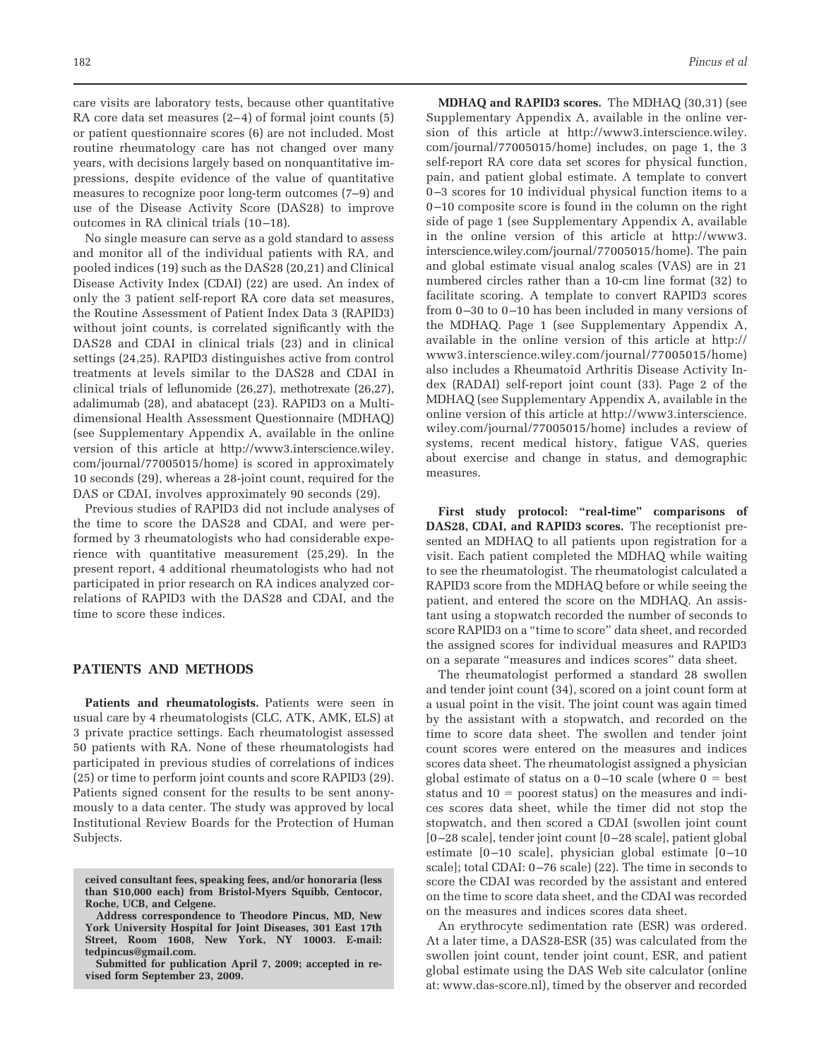care visits are laboratory tests, because other quantitative RA core data set measures (2–4) of formal joint counts (5) or patient questionnaire scores (6) are not included. Most routine rheumatology care has not changed over many years, with decisions largely based on nonquantitative impressions, despite evidence of the value of quantitative measures to recognize poor long-term outcomes (7–9) and use of the Disease Activity Score (DAS28) to improve outcomes in RA clinical trials (10–18).

No single measure can serve as a gold standard to assess and monitor all of the individual patients with RA, and pooled indices (19) such as the DAS28 (20,21) and Clinical Disease Activity Index (CDAI) (22) are used. An index of only the 3 patient self-report RA core data set measures, the Routine Assessment of Patient Index Data 3 (RAPID3) without joint counts, is correlated significantly with the DAS28 and CDAI in clinical trials (23) and in clinical settings (24,25). RAPID3 distinguishes active from control treatments at levels similar to the DAS28 and CDAI in clinical trials of leflunomide (26,27), methotrexate (26,27), adalimumab (28), and abatacept (23). RAPID3 on a Multidimensional Health Assessment Questionnaire (MDHAQ) (see Supplementary Appendix A, available in the online version of this article at http://www3.interscience.wiley.com/journal/77005015/home) is scored in approximately 10 seconds (29), whereas a 28-joint count, required for the DAS or CDAI, involves approximately 90 seconds (29).

Previous studies of RAPID3 did not include analyses of the time to score the DAS28 and CDAI, and were performed by 3 rheumatologists who had considerable experience with quantitative measurement (25,29). In the present report, 4 additional rheumatologists who had not participated in prior research on RA indices analyzed correlations of RAPID3 with the DAS28 and CDAI, and the time to score these indices.

## PATIENTS AND METHODS

**Patients and rheumatologists.** Patients were seen in usual care by 4 rheumatologists (CLC, ATK, AMK, ELS) at 3 private practice settings. Each rheumatologist assessed 50 patients with RA. None of these rheumatologists had participated in previous studies of correlations of indices (25) or time to perform joint counts and score RAPID3 (29). Patients signed consent for the results to be sent anonymously to a data center. The study was approved by local Institutional Review Boards for the Protection of Human Subjects.

**ceived consultant fees, speaking fees, and/or honoraria (less than $10,000 each) from Bristol-Myers Squibb, Centocor, Roche, UCB, and Celgene.**

**Address correspondence to Theodore Pincus, MD, New York University Hospital for Joint Diseases, 301 East 17th Street, Room 1608, New York, NY 10003. E-mail: tedpincus@gmail.com.**

**Submitted for publication April 7, 2009; accepted in revised form September 23, 2009.**

**MDHAQ and RAPID3 scores.** The MDHAQ (30,31) (see Supplementary Appendix A, available in the online version of this article at http://www3.interscience.wiley.com/journal/77005015/home) includes, on page 1, the 3 self-report RA core data set scores for physical function, pain, and patient global estimate. A template to convert 0–3 scores for 10 individual physical function items to a 0–10 composite score is found in the column on the right side of page 1 (see Supplementary Appendix A, available in the online version of this article at http://www3.interscience.wiley.com/journal/77005015/home). The pain and global estimate visual analog scales (VAS) are in 21 numbered circles rather than a 10-cm line format (32) to facilitate scoring. A template to convert RAPID3 scores from 0–30 to 0–10 has been included in many versions of the MDHAQ. Page 1 (see Supplementary Appendix A, available in the online version of this article at http://www3.interscience.wiley.com/journal/77005015/home) also includes a Rheumatoid Arthritis Disease Activity Index (RADAI) self-report joint count (33). Page 2 of the MDHAQ (see Supplementary Appendix A, available in the online version of this article at http://www3.interscience.wiley.com/journal/77005015/home) includes a review of systems, recent medical history, fatigue VAS, queries about exercise and change in status, and demographic measures.

**First study protocol: "real-time" comparisons of DAS28, CDAI, and RAPID3 scores.** The receptionist presented an MDHAQ to all patients upon registration for a visit. Each patient completed the MDHAQ while waiting to see the rheumatologist. The rheumatologist calculated a RAPID3 score from the MDHAQ before or while seeing the patient, and entered the score on the MDHAQ. An assistant using a stopwatch recorded the number of seconds to score RAPID3 on a "time to score" data sheet, and recorded the assigned scores for individual measures and RAPID3 on a separate "measures and indices scores" data sheet.

The rheumatologist performed a standard 28 swollen and tender joint count (34), scored on a joint count form at a usual point in the visit. The joint count was again timed by the assistant with a stopwatch, and recorded on the time to score data sheet. The swollen and tender joint count scores were entered on the measures and indices scores data sheet. The rheumatologist assigned a physician global estimate of status on a 0–10 scale (where 0 = best status and 10 = poorest status) on the measures and indices scores data sheet, while the timer did not stop the stopwatch, and then scored a CDAI (swollen joint count [0–28 scale], tender joint count [0–28 scale], patient global estimate [0–10 scale], physician global estimate [0–10 scale]; total CDAI: 0–76 scale) (22). The time in seconds to score the CDAI was recorded by the assistant and entered on the time to score data sheet, and the CDAI was recorded on the measures and indices scores data sheet.

An erythrocyte sedimentation rate (ESR) was ordered. At a later time, a DAS28-ESR (35) was calculated from the swollen joint count, tender joint count, ESR, and patient global estimate using the DAS Web site calculator (online at: www.das-score.nl), timed by the observer and recorded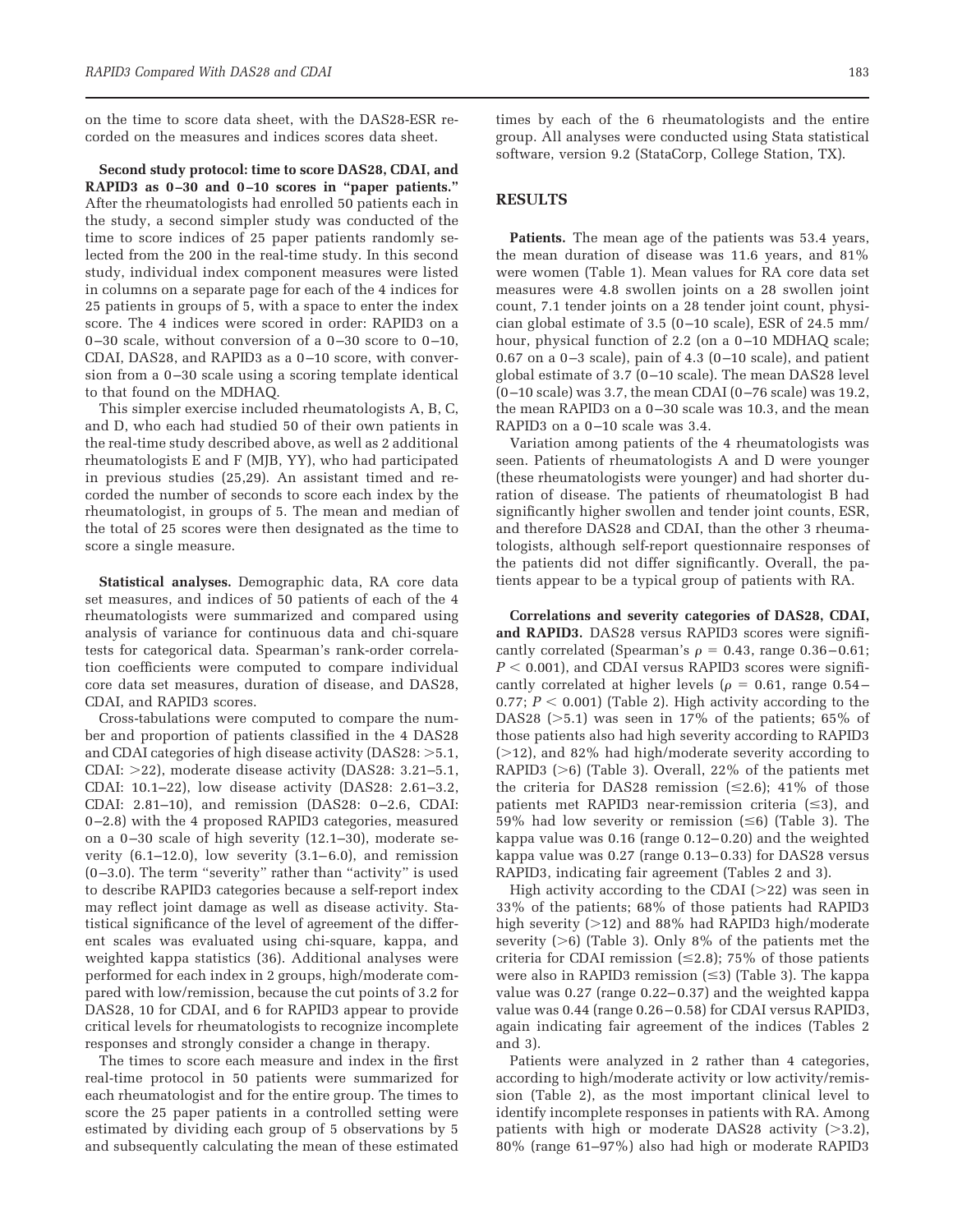on the time to score data sheet, with the DAS28-ESR recorded on the measures and indices scores data sheet.

**Second study protocol: time to score DAS28, CDAI, and RAPID3 as 0–30 and 0–10 scores in "paper patients."** After the rheumatologists had enrolled 50 patients each in the study, a second simpler study was conducted of the time to score indices of 25 paper patients randomly selected from the 200 in the real-time study. In this second study, individual index component measures were listed in columns on a separate page for each of the 4 indices for 25 patients in groups of 5, with a space to enter the index score. The 4 indices were scored in order: RAPID3 on a 0–30 scale, without conversion of a 0–30 score to 0–10, CDAI, DAS28, and RAPID3 as a 0–10 score, with conversion from a 0–30 scale using a scoring template identical to that found on the MDHAQ.

This simpler exercise included rheumatologists A, B, C, and D, who each had studied 50 of their own patients in the real-time study described above, as well as 2 additional rheumatologists E and F (MJB, YY), who had participated in previous studies (25,29). An assistant timed and recorded the number of seconds to score each index by the rheumatologist, in groups of 5. The mean and median of the total of 25 scores were then designated as the time to score a single measure.

**Statistical analyses.** Demographic data, RA core data set measures, and indices of 50 patients of each of the 4 rheumatologists were summarized and compared using analysis of variance for continuous data and chi-square tests for categorical data. Spearman's rank-order correlation coefficients were computed to compare individual core data set measures, duration of disease, and DAS28, CDAI, and RAPID3 scores.

Cross-tabulations were computed to compare the number and proportion of patients classified in the 4 DAS28 and CDAI categories of high disease activity (DAS28: >5.1, CDAI: >22), moderate disease activity (DAS28: 3.21–5.1, CDAI: 10.1–22), low disease activity (DAS28: 2.61–3.2, CDAI: 2.81–10), and remission (DAS28: 0–2.6, CDAI: 0–2.8) with the 4 proposed RAPID3 categories, measured on a 0–30 scale of high severity (12.1–30), moderate severity (6.1–12.0), low severity (3.1–6.0), and remission (0–3.0). The term "severity" rather than "activity" is used to describe RAPID3 categories because a self-report index may reflect joint damage as well as disease activity. Statistical significance of the level of agreement of the different scales was evaluated using chi-square, kappa, and weighted kappa statistics (36). Additional analyses were performed for each index in 2 groups, high/moderate compared with low/remission, because the cut points of 3.2 for DAS28, 10 for CDAI, and 6 for RAPID3 appear to provide critical levels for rheumatologists to recognize incomplete responses and strongly consider a change in therapy.

The times to score each measure and index in the first real-time protocol in 50 patients were summarized for each rheumatologist and for the entire group. The times to score the 25 paper patients in a controlled setting were estimated by dividing each group of 5 observations by 5 and subsequently calculating the mean of these estimated times by each of the 6 rheumatologists and the entire group. All analyses were conducted using Stata statistical software, version 9.2 (StataCorp, College Station, TX).

## RESULTS

**Patients.** The mean age of the patients was 53.4 years, the mean duration of disease was 11.6 years, and 81% were women (Table 1). Mean values for RA core data set measures were 4.8 swollen joints on a 28 swollen joint count, 7.1 tender joints on a 28 tender joint count, physician global estimate of 3.5 (0–10 scale), ESR of 24.5 mm/hour, physical function of 2.2 (on a 0–10 MDHAQ scale; 0.67 on a 0–3 scale), pain of 4.3 (0–10 scale), and patient global estimate of 3.7 (0–10 scale). The mean DAS28 level (0–10 scale) was 3.7, the mean CDAI (0–76 scale) was 19.2, the mean RAPID3 on a 0–30 scale was 10.3, and the mean RAPID3 on a 0–10 scale was 3.4.

Variation among patients of the 4 rheumatologists was seen. Patients of rheumatologists A and D were younger (these rheumatologists were younger) and had shorter duration of disease. The patients of rheumatologist B had significantly higher swollen and tender joint counts, ESR, and therefore DAS28 and CDAI, than the other 3 rheumatologists, although self-report questionnaire responses of the patients did not differ significantly. Overall, the patients appear to be a typical group of patients with RA.

**Correlations and severity categories of DAS28, CDAI, and RAPID3.** DAS28 versus RAPID3 scores were significantly correlated (Spearman's $\rho$ = 0.43, range 0.36–0.61; $P$ < 0.001), and CDAI versus RAPID3 scores were significantly correlated at higher levels ($\rho$ = 0.61, range 0.54–0.77; $P$ < 0.001) (Table 2). High activity according to the DAS28 (>5.1) was seen in 17% of the patients; 65% of those patients also had high severity according to RAPID3 (>12), and 82% had high/moderate severity according to RAPID3 (>6) (Table 3). Overall, 22% of the patients met the criteria for DAS28 remission (≤2.6); 41% of those patients met RAPID3 near-remission criteria (≤3), and 59% had low severity or remission (≤6) (Table 3). The kappa value was 0.16 (range 0.12–0.20) and the weighted kappa value was 0.27 (range 0.13–0.33) for DAS28 versus RAPID3, indicating fair agreement (Tables 2 and 3).

High activity according to the CDAI (>22) was seen in 33% of the patients; 68% of those patients had RAPID3 high severity (>12) and 88% had RAPID3 high/moderate severity (>6) (Table 3). Only 8% of the patients met the criteria for CDAI remission (≤2.8); 75% of those patients were also in RAPID3 remission (≤3) (Table 3). The kappa value was 0.27 (range 0.22–0.37) and the weighted kappa value was 0.44 (range 0.26–0.58) for CDAI versus RAPID3, again indicating fair agreement of the indices (Tables 2 and 3).

Patients were analyzed in 2 rather than 4 categories, according to high/moderate activity or low activity/remission (Table 2), as the most important clinical level to identify incomplete responses in patients with RA. Among patients with high or moderate DAS28 activity (>3.2), 80% (range 61–97%) also had high or moderate RAPID3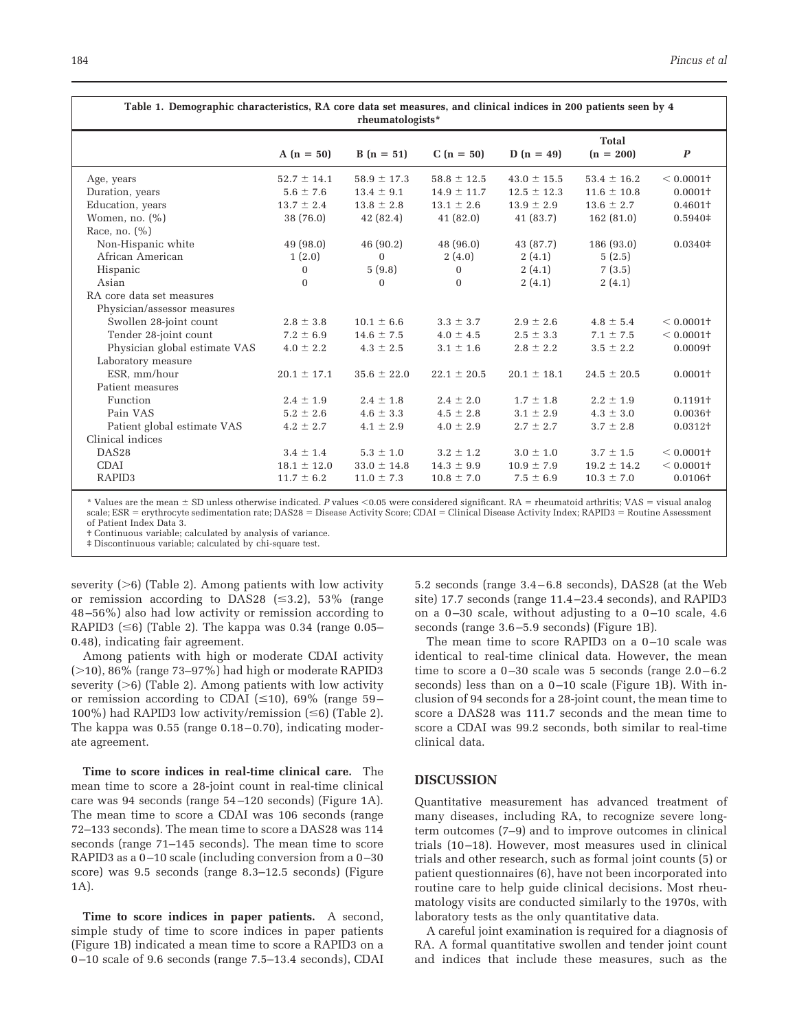**Table 1. Demographic characteristics, RA core data set measures, and clinical indices in 200 patients seen by 4 rheumatologists***

| | A (n = 50) | B (n = 51) | C (n = 50) | D (n = 49) | Total (n = 200) | *P* |
|---|---|---|---|---|---|---|
| Age, years | 52.7 ± 14.1 | 58.9 ± 17.3 | 58.8 ± 12.5 | 43.0 ± 15.5 | 53.4 ± 16.2 | < 0.0001† |
| Duration, years | 5.6 ± 7.6 | 13.4 ± 9.1 | 14.9 ± 11.7 | 12.5 ± 12.3 | 11.6 ± 10.8 | 0.0001† |
| Education, years | 13.7 ± 2.4 | 13.8 ± 2.8 | 13.1 ± 2.6 | 13.9 ± 2.9 | 13.6 ± 2.7 | 0.4601† |
| Women, no. (%) | 38 (76.0) | 42 (82.4) | 41 (82.0) | 41 (83.7) | 162 (81.0) | 0.5940‡ |
| Race, no. (%) | | | | | | |
| Non-Hispanic white | 49 (98.0) | 46 (90.2) | 48 (96.0) | 43 (87.7) | 186 (93.0) | 0.0340‡ |
| African American | 1 (2.0) | 0 | 2 (4.0) | 2 (4.1) | 5 (2.5) | |
| Hispanic | 0 | 5 (9.8) | 0 | 2 (4.1) | 7 (3.5) | |
| Asian | 0 | 0 | 0 | 2 (4.1) | 2 (4.1) | |
| RA core data set measures | | | | | | |
| Physician/assessor measures | | | | | | |
| Swollen 28-joint count | 2.8 ± 3.8 | 10.1 ± 6.6 | 3.3 ± 3.7 | 2.9 ± 2.6 | 4.8 ± 5.4 | < 0.0001† |
| Tender 28-joint count | 7.2 ± 6.9 | 14.6 ± 7.5 | 4.0 ± 4.5 | 2.5 ± 3.3 | 7.1 ± 7.5 | < 0.0001† |
| Physician global estimate VAS | 4.0 ± 2.2 | 4.3 ± 2.5 | 3.1 ± 1.6 | 2.8 ± 2.2 | 3.5 ± 2.2 | 0.0009† |
| Laboratory measure | | | | | | |
| ESR, mm/hour | 20.1 ± 17.1 | 35.6 ± 22.0 | 22.1 ± 20.5 | 20.1 ± 18.1 | 24.5 ± 20.5 | 0.0001† |
| Patient measures | | | | | | |
| Function | 2.4 ± 1.9 | 2.4 ± 1.8 | 2.4 ± 2.0 | 1.7 ± 1.8 | 2.2 ± 1.9 | 0.1191† |
| Pain VAS | 5.2 ± 2.6 | 4.6 ± 3.3 | 4.5 ± 2.8 | 3.1 ± 2.9 | 4.3 ± 3.0 | 0.0036† |
| Patient global estimate VAS | 4.2 ± 2.7 | 4.1 ± 2.9 | 4.0 ± 2.9 | 2.7 ± 2.7 | 3.7 ± 2.8 | 0.0312† |
| Clinical indices | | | | | | |
| DAS28 | 3.4 ± 1.4 | 5.3 ± 1.0 | 3.2 ± 1.2 | 3.0 ± 1.0 | 3.7 ± 1.5 | < 0.0001† |
| CDAI | 18.1 ± 12.0 | 33.0 ± 14.8 | 14.3 ± 9.9 | 10.9 ± 7.9 | 19.2 ± 14.2 | < 0.0001† |
| RAPID3 | 11.7 ± 6.2 | 11.0 ± 7.3 | 10.8 ± 7.0 | 7.5 ± 6.9 | 10.3 ± 7.0 | 0.0106† |

\* Values are the mean ± SD unless otherwise indicated. *P* values <0.05 were considered significant. RA = rheumatoid arthritis; VAS = visual analog scale; ESR = erythrocyte sedimentation rate; DAS28 = Disease Activity Score; CDAI = Clinical Disease Activity Index; RAPID3 = Routine Assessment of Patient Index Data 3.
† Continuous variable; calculated by analysis of variance.
‡ Discontinuous variable; calculated by chi-square test.

severity (>6) (Table 2). Among patients with low activity or remission according to DAS28 (≤3.2), 53% (range 48–56%) also had low activity or remission according to RAPID3 (≤6) (Table 2). The kappa was 0.34 (range 0.05–0.48), indicating fair agreement.

Among patients with high or moderate CDAI activity (>10), 86% (range 73–97%) had high or moderate RAPID3 severity (>6) (Table 2). Among patients with low activity or remission according to CDAI (≤10), 69% (range 59–100%) had RAPID3 low activity/remission (≤6) (Table 2). The kappa was 0.55 (range 0.18–0.70), indicating moderate agreement.

**Time to score indices in real-time clinical care.** The mean time to score a 28-joint count in real-time clinical care was 94 seconds (range 54–120 seconds) (Figure 1A). The mean time to score a CDAI was 106 seconds (range 72–133 seconds). The mean time to score a DAS28 was 114 seconds (range 71–145 seconds). The mean time to score RAPID3 as a 0–10 scale (including conversion from a 0–30 score) was 9.5 seconds (range 8.3–12.5 seconds) (Figure 1A).

**Time to score indices in paper patients.** A second, simple study of time to score indices in paper patients (Figure 1B) indicated a mean time to score a RAPID3 on a 0–10 scale of 9.6 seconds (range 7.5–13.4 seconds), CDAI 5.2 seconds (range 3.4–6.8 seconds), DAS28 (at the Web site) 17.7 seconds (range 11.4–23.4 seconds), and RAPID3 on a 0–30 scale, without adjusting to a 0–10 scale, 4.6 seconds (range 3.6–5.9 seconds) (Figure 1B).

The mean time to score RAPID3 on a 0–10 scale was identical to real-time clinical data. However, the mean time to score a 0–30 scale was 5 seconds (range 2.0–6.2 seconds) less than on a 0–10 scale (Figure 1B). With inclusion of 94 seconds for a 28-joint count, the mean time to score a DAS28 was 111.7 seconds and the mean time to score a CDAI was 99.2 seconds, both similar to real-time clinical data.

## DISCUSSION

Quantitative measurement has advanced treatment of many diseases, including RA, to recognize severe long-term outcomes (7–9) and to improve outcomes in clinical trials (10–18). However, most measures used in clinical trials and other research, such as formal joint counts (5) or patient questionnaires (6), have not been incorporated into routine care to help guide clinical decisions. Most rheumatology visits are conducted similarly to the 1970s, with laboratory tests as the only quantitative data.

A careful joint examination is required for a diagnosis of RA. A formal quantitative swollen and tender joint count and indices that include these measures, such as the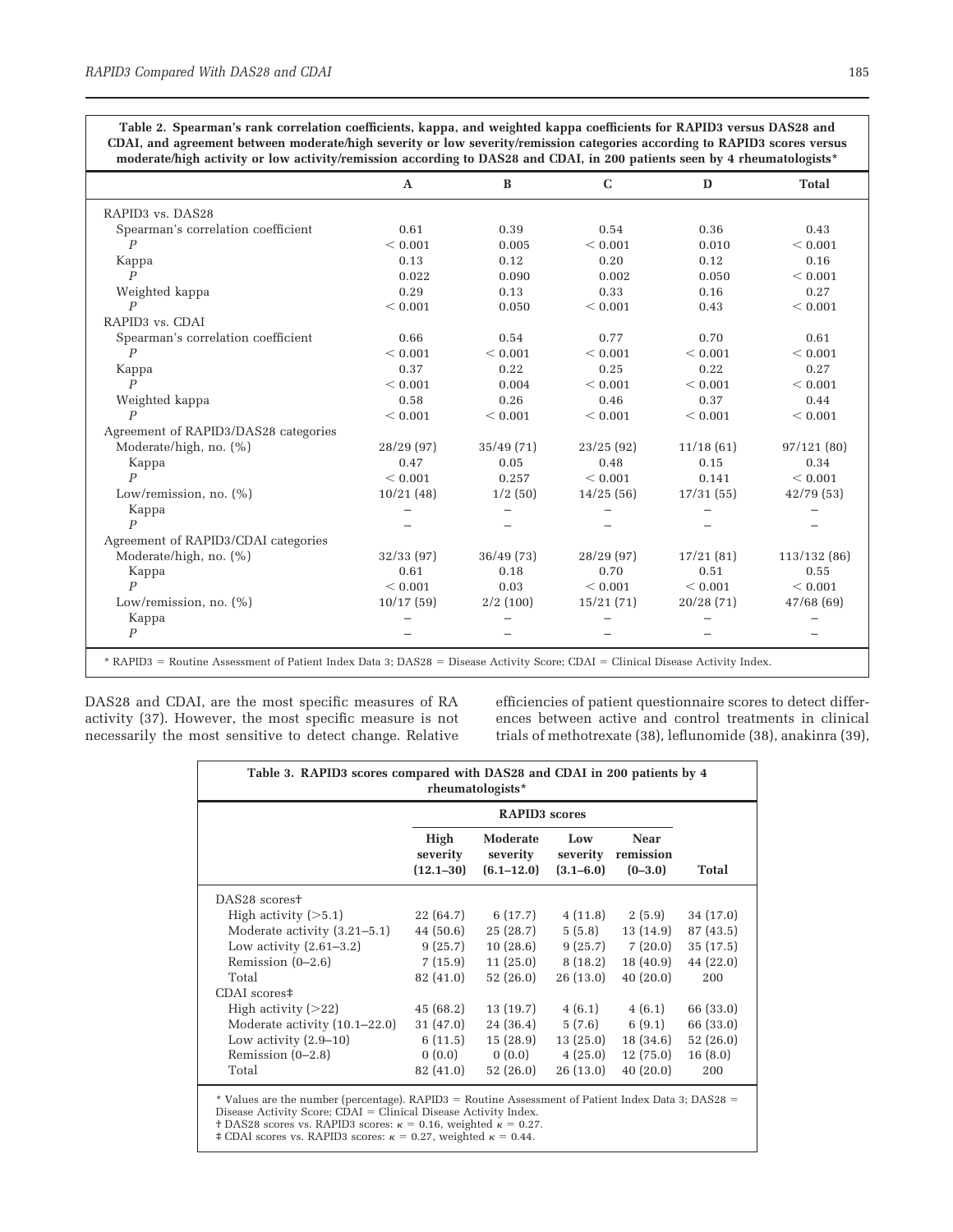**Table 2. Spearman's rank correlation coefficients, kappa, and weighted kappa coefficients for RAPID3 versus DAS28 and CDAI, and agreement between moderate/high severity or low severity/remission categories according to RAPID3 scores versus moderate/high activity or low activity/remission according to DAS28 and CDAI, in 200 patients seen by 4 rheumatologists***

| | A | B | C | D | Total |
|---|---|---|---|---|---|
| RAPID3 vs. DAS28 | | | | | |
| Spearman's correlation coefficient | 0.61 | 0.39 | 0.54 | 0.36 | 0.43 |
| *P* | < 0.001 | 0.005 | < 0.001 | 0.010 | < 0.001 |
| Kappa | 0.13 | 0.12 | 0.20 | 0.12 | 0.16 |
| *P* | 0.022 | 0.090 | 0.002 | 0.050 | < 0.001 |
| Weighted kappa | 0.29 | 0.13 | 0.33 | 0.16 | 0.27 |
| *P* | < 0.001 | 0.050 | < 0.001 | 0.43 | < 0.001 |
| RAPID3 vs. CDAI | | | | | |
| Spearman's correlation coefficient | 0.66 | 0.54 | 0.77 | 0.70 | 0.61 |
| *P* | < 0.001 | < 0.001 | < 0.001 | < 0.001 | < 0.001 |
| Kappa | 0.37 | 0.22 | 0.25 | 0.22 | 0.27 |
| *P* | < 0.001 | 0.004 | < 0.001 | < 0.001 | < 0.001 |
| Weighted kappa | 0.58 | 0.26 | 0.46 | 0.37 | 0.44 |
| *P* | < 0.001 | < 0.001 | < 0.001 | < 0.001 | < 0.001 |
| Agreement of RAPID3/DAS28 categories | | | | | |
| Moderate/high, no. (%) | 28/29 (97) | 35/49 (71) | 23/25 (92) | 11/18 (61) | 97/121 (80) |
| Kappa | 0.47 | 0.05 | 0.48 | 0.15 | 0.34 |
| *P* | < 0.001 | 0.257 | < 0.001 | 0.141 | < 0.001 |
| Low/remission, no. (%) | 10/21 (48) | 1/2 (50) | 14/25 (56) | 17/31 (55) | 42/79 (53) |
| Kappa | – | – | – | – | – |
| *P* | – | – | – | – | – |
| Agreement of RAPID3/CDAI categories | | | | | |
| Moderate/high, no. (%) | 32/33 (97) | 36/49 (73) | 28/29 (97) | 17/21 (81) | 113/132 (86) |
| Kappa | 0.61 | 0.18 | 0.70 | 0.51 | 0.55 |
| *P* | < 0.001 | 0.03 | < 0.001 | < 0.001 | < 0.001 |
| Low/remission, no. (%) | 10/17 (59) | 2/2 (100) | 15/21 (71) | 20/28 (71) | 47/68 (69) |
| Kappa | – | – | – | – | – |
| *P* | – | – | – | – | – |

* RAPID3 = Routine Assessment of Patient Index Data 3; DAS28 = Disease Activity Score; CDAI = Clinical Disease Activity Index.

DAS28 and CDAI, are the most specific measures of RA activity (37). However, the most specific measure is not necessarily the most sensitive to detect change. Relative efficiencies of patient questionnaire scores to detect differences between active and control treatments in clinical trials of methotrexate (38), leflunomide (38), anakinra (39),

**Table 3. RAPID3 scores compared with DAS28 and CDAI in 200 patients by 4 rheumatologists***

| | RAPID3 scores | | | | |
|---|---|---|---|---|---|
| | High severity (12.1–30) | Moderate severity (6.1–12.0) | Low severity (3.1–6.0) | Near remission (0–3.0) | Total |
| DAS28 scores† | | | | | |
| High activity (>5.1) | 22 (64.7) | 6 (17.7) | 4 (11.8) | 2 (5.9) | 34 (17.0) |
| Moderate activity (3.21–5.1) | 44 (50.6) | 25 (28.7) | 5 (5.8) | 13 (14.9) | 87 (43.5) |
| Low activity (2.61–3.2) | 9 (25.7) | 10 (28.6) | 9 (25.7) | 7 (20.0) | 35 (17.5) |
| Remission (0–2.6) | 7 (15.9) | 11 (25.0) | 8 (18.2) | 18 (40.9) | 44 (22.0) |
| Total | 82 (41.0) | 52 (26.0) | 26 (13.0) | 40 (20.0) | 200 |
| CDAI scores‡ | | | | | |
| High activity (>22) | 45 (68.2) | 13 (19.7) | 4 (6.1) | 4 (6.1) | 66 (33.0) |
| Moderate activity (10.1–22.0) | 31 (47.0) | 24 (36.4) | 5 (7.6) | 6 (9.1) | 66 (33.0) |
| Low activity (2.9–10) | 6 (11.5) | 15 (28.9) | 13 (25.0) | 18 (34.6) | 52 (26.0) |
| Remission (0–2.8) | 0 (0.0) | 0 (0.0) | 4 (25.0) | 12 (75.0) | 16 (8.0) |
| Total | 82 (41.0) | 52 (26.0) | 26 (13.0) | 40 (20.0) | 200 |

* Values are the number (percentage). RAPID3 = Routine Assessment of Patient Index Data 3; DAS28 = Disease Activity Score; CDAI = Clinical Disease Activity Index.
† DAS28 scores vs. RAPID3 scores: $\kappa = 0.16$, weighted $\kappa = 0.27$.
‡ CDAI scores vs. RAPID3 scores: $\kappa = 0.27$, weighted $\kappa = 0.44$.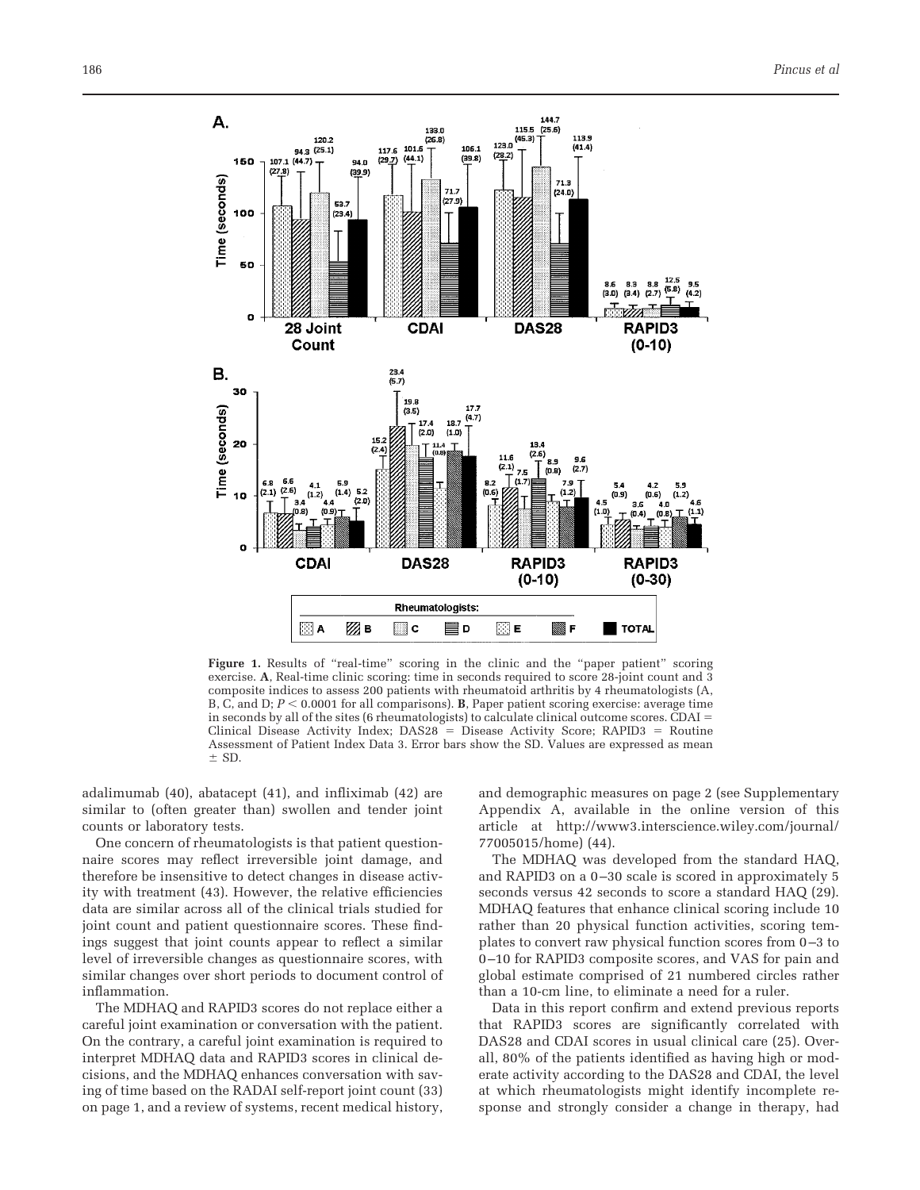**Figure 1.** Results of "real-time" scoring in the clinic and the "paper patient" scoring exercise. **A**, Real-time clinic scoring: time in seconds required to score 28-joint count and 3 composite indices to assess 200 patients with rheumatoid arthritis by 4 rheumatologists (A, B, C, and D; $P < 0.0001$ for all comparisons). **B**, Paper patient scoring exercise: average time in seconds by all of the sites (6 rheumatologists) to calculate clinical outcome scores. CDAI = Clinical Disease Activity Index; DAS28 = Disease Activity Score; RAPID3 = Routine Assessment of Patient Index Data 3. Error bars show the SD. Values are expressed as mean ± SD.

adalimumab (40), abatacept (41), and infliximab (42) are similar to (often greater than) swollen and tender joint counts or laboratory tests.

One concern of rheumatologists is that patient questionnaire scores may reflect irreversible joint damage, and therefore be insensitive to detect changes in disease activity with treatment (43). However, the relative efficiencies data are similar across all of the clinical trials studied for joint count and patient questionnaire scores. These findings suggest that joint counts appear to reflect a similar level of irreversible changes as questionnaire scores, with similar changes over short periods to document control of inflammation.

The MDHAQ and RAPID3 scores do not replace either a careful joint examination or conversation with the patient. On the contrary, a careful joint examination is required to interpret MDHAQ data and RAPID3 scores in clinical decisions, and the MDHAQ enhances conversation with saving of time based on the RADAI self-report joint count (33) on page 1, and a review of systems, recent medical history, and demographic measures on page 2 (see Supplementary Appendix A, available in the online version of this article at http://www3.interscience.wiley.com/journal/77005015/home) (44).

The MDHAQ was developed from the standard HAQ, and RAPID3 on a 0–30 scale is scored in approximately 5 seconds versus 42 seconds to score a standard HAQ (29). MDHAQ features that enhance clinical scoring include 10 rather than 20 physical function activities, scoring templates to convert raw physical function scores from 0–3 to 0–10 for RAPID3 composite scores, and VAS for pain and global estimate comprised of 21 numbered circles rather than a 10-cm line, to eliminate a need for a ruler.

Data in this report confirm and extend previous reports that RAPID3 scores are significantly correlated with DAS28 and CDAI scores in usual clinical care (25). Overall, 80% of the patients identified as having high or moderate activity according to the DAS28 and CDAI, the level at which rheumatologists might identify incomplete response and strongly consider a change in therapy, had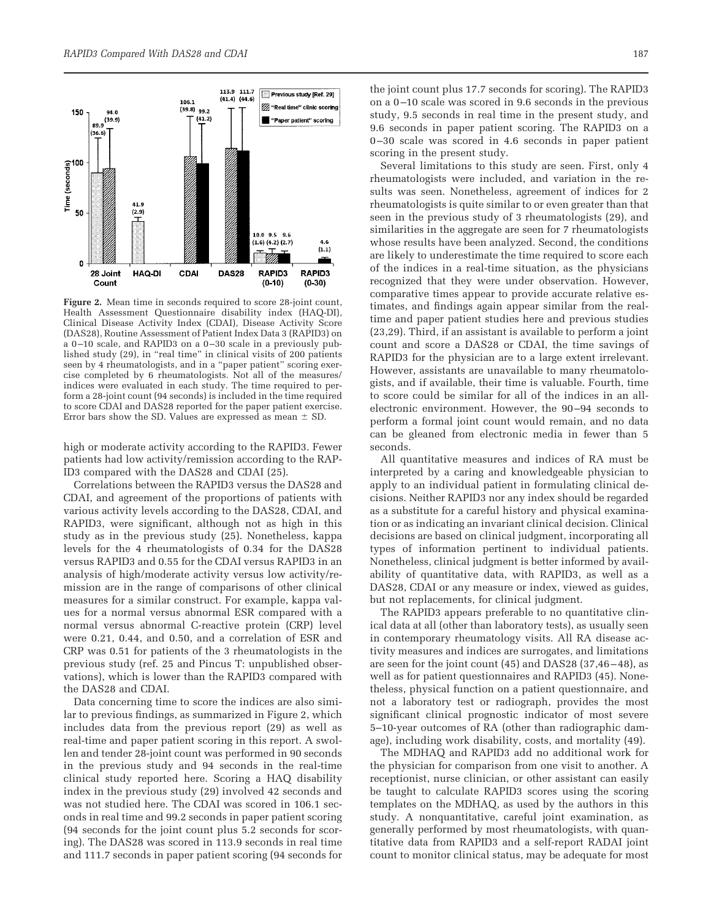**Figure 2.** Mean time in seconds required to score 28-joint count, Health Assessment Questionnaire disability index (HAQ-DI), Clinical Disease Activity Index (CDAI), Disease Activity Score (DAS28), Routine Assessment of Patient Index Data 3 (RAPID3) on a 0–10 scale, and RAPID3 on a 0–30 scale in a previously published study (29), in "real time" in clinical visits of 200 patients seen by 4 rheumatologists, and in a "paper patient" scoring exercise completed by 6 rheumatologists. Not all of the measures/indices were evaluated in each study. The time required to perform a 28-joint count (94 seconds) is included in the time required to score CDAI and DAS28 reported for the paper patient exercise. Error bars show the SD. Values are expressed as mean ± SD.

high or moderate activity according to the RAPID3. Fewer patients had low activity/remission according to the RAPID3 compared with the DAS28 and CDAI (25).

Correlations between the RAPID3 versus the DAS28 and CDAI, and agreement of the proportions of patients with various activity levels according to the DAS28, CDAI, and RAPID3, were significant, although not as high in this study as in the previous study (25). Nonetheless, kappa levels for the 4 rheumatologists of 0.34 for the DAS28 versus RAPID3 and 0.55 for the CDAI versus RAPID3 in an analysis of high/moderate activity versus low activity/remission are in the range of comparisons of other clinical measures for a similar construct. For example, kappa values for a normal versus abnormal ESR compared with a normal versus abnormal C-reactive protein (CRP) level were 0.21, 0.44, and 0.50, and a correlation of ESR and CRP was 0.51 for patients of the 3 rheumatologists in the previous study (ref. 25 and Pincus T: unpublished observations), which is lower than the RAPID3 compared with the DAS28 and CDAI.

Data concerning time to score the indices are also similar to previous findings, as summarized in Figure 2, which includes data from the previous report (29) as well as real-time and paper patient scoring in this report. A swollen and tender 28-joint count was performed in 90 seconds in the previous study and 94 seconds in the real-time clinical study reported here. Scoring a HAQ disability index in the previous study (29) involved 42 seconds and was not studied here. The CDAI was scored in 106.1 seconds in real time and 99.2 seconds in paper patient scoring (94 seconds for the joint count plus 5.2 seconds for scoring). The DAS28 was scored in 113.9 seconds in real time and 111.7 seconds in paper patient scoring (94 seconds for the joint count plus 17.7 seconds for scoring). The RAPID3 on a 0–10 scale was scored in 9.6 seconds in the previous study, 9.5 seconds in real time in the present study, and 9.6 seconds in paper patient scoring. The RAPID3 on a 0–30 scale was scored in 4.6 seconds in paper patient scoring in the present study.

Several limitations to this study are seen. First, only 4 rheumatologists were included, and variation in the results was seen. Nonetheless, agreement of indices for 2 rheumatologists is quite similar to or even greater than that seen in the previous study of 3 rheumatologists (29), and similarities in the aggregate are seen for 7 rheumatologists whose results have been analyzed. Second, the conditions are likely to underestimate the time required to score each of the indices in a real-time situation, as the physicians recognized that they were under observation. However, comparative times appear to provide accurate relative estimates, and findings again appear similar from the real-time and paper patient studies here and previous studies (23,29). Third, if an assistant is available to perform a joint count and score a DAS28 or CDAI, the time savings of RAPID3 for the physician are to a large extent irrelevant. However, assistants are unavailable to many rheumatologists, and if available, their time is valuable. Fourth, time to score could be similar for all of the indices in an all-electronic environment. However, the 90–94 seconds to perform a formal joint count would remain, and no data can be gleaned from electronic media in fewer than 5 seconds.

All quantitative measures and indices of RA must be interpreted by a caring and knowledgeable physician to apply to an individual patient in formulating clinical decisions. Neither RAPID3 nor any index should be regarded as a substitute for a careful history and physical examination or as indicating an invariant clinical decision. Clinical decisions are based on clinical judgment, incorporating all types of information pertinent to individual patients. Nonetheless, clinical judgment is better informed by availability of quantitative data, with RAPID3, as well as a DAS28, CDAI or any measure or index, viewed as guides, but not replacements, for clinical judgment.

The RAPID3 appears preferable to no quantitative clinical data at all (other than laboratory tests), as usually seen in contemporary rheumatology visits. All RA disease activity measures and indices are surrogates, and limitations are seen for the joint count (45) and DAS28 (37,46–48), as well as for patient questionnaires and RAPID3 (45). Nonetheless, physical function on a patient questionnaire, and not a laboratory test or radiograph, provides the most significant clinical prognostic indicator of most severe 5–10-year outcomes of RA (other than radiographic damage), including work disability, costs, and mortality (49).

The MDHAQ and RAPID3 add no additional work for the physician for comparison from one visit to another. A receptionist, nurse clinician, or other assistant can easily be taught to calculate RAPID3 scores using the scoring templates on the MDHAQ, as used by the authors in this study. A nonquantitative, careful joint examination, as generally performed by most rheumatologists, with quantitative data from RAPID3 and a self-report RADAI joint count to monitor clinical status, may be adequate for most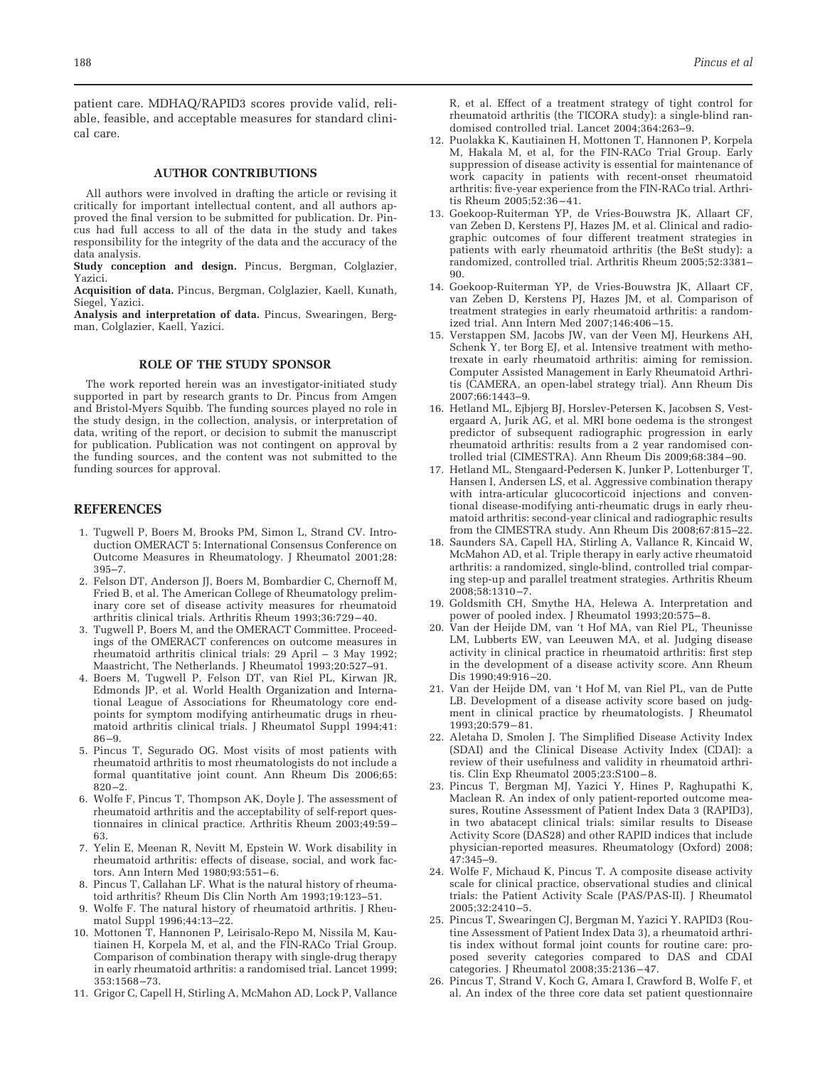patient care. MDHAQ/RAPID3 scores provide valid, reliable, feasible, and acceptable measures for standard clinical care.

## AUTHOR CONTRIBUTIONS

All authors were involved in drafting the article or revising it critically for important intellectual content, and all authors approved the final version to be submitted for publication. Dr. Pincus had full access to all of the data in the study and takes responsibility for the integrity of the data and the accuracy of the data analysis.

**Study conception and design.** Pincus, Bergman, Colglazier, Yazici.

**Acquisition of data.** Pincus, Bergman, Colglazier, Kaell, Kunath, Siegel, Yazici.

**Analysis and interpretation of data.** Pincus, Swearingen, Bergman, Colglazier, Kaell, Yazici.

## ROLE OF THE STUDY SPONSOR

The work reported herein was an investigator-initiated study supported in part by research grants to Dr. Pincus from Amgen and Bristol-Myers Squibb. The funding sources played no role in the study design, in the collection, analysis, or interpretation of data, writing of the report, or decision to submit the manuscript for publication. Publication was not contingent on approval by the funding sources, and the content was not submitted to the funding sources for approval.

## REFERENCES

1. Tugwell P, Boers M, Brooks PM, Simon L, Strand CV. Introduction OMERACT 5: International Consensus Conference on Outcome Measures in Rheumatology. J Rheumatol 2001;28:395–7.
2. Felson DT, Anderson JJ, Boers M, Bombardier C, Chernoff M, Fried B, et al. The American College of Rheumatology preliminary core set of disease activity measures for rheumatoid arthritis clinical trials. Arthritis Rheum 1993;36:729–40.
3. Tugwell P, Boers M, and the OMERACT Committee. Proceedings of the OMERACT conferences on outcome measures in rheumatoid arthritis clinical trials: 29 April – 3 May 1992; Maastricht, The Netherlands. J Rheumatol 1993;20:527–91.
4. Boers M, Tugwell P, Felson DT, van Riel PL, Kirwan JR, Edmonds JP, et al. World Health Organization and International League of Associations for Rheumatology core endpoints for symptom modifying antirheumatic drugs in rheumatoid arthritis clinical trials. J Rheumatol Suppl 1994;41:86–9.
5. Pincus T, Segurado OG. Most visits of most patients with rheumatoid arthritis to most rheumatologists do not include a formal quantitative joint count. Ann Rheum Dis 2006;65:820–2.
6. Wolfe F, Pincus T, Thompson AK, Doyle J. The assessment of rheumatoid arthritis and the acceptability of self-report questionnaires in clinical practice. Arthritis Rheum 2003;49:59–63.
7. Yelin E, Meenan R, Nevitt M, Epstein W. Work disability in rheumatoid arthritis: effects of disease, social, and work factors. Ann Intern Med 1980;93:551–6.
8. Pincus T, Callahan LF. What is the natural history of rheumatoid arthritis? Rheum Dis Clin North Am 1993;19:123–51.
9. Wolfe F. The natural history of rheumatoid arthritis. J Rheumatol Suppl 1996;44:13–22.
10. Mottonen T, Hannonen P, Leirisalo-Repo M, Nissila M, Kautiainen H, Korpela M, et al, and the FIN-RACo Trial Group. Comparison of combination therapy with single-drug therapy in early rheumatoid arthritis: a randomised trial. Lancet 1999;353:1568–73.
11. Grigor C, Capell H, Stirling A, McMahon AD, Lock P, Vallance R, et al. Effect of a treatment strategy of tight control for rheumatoid arthritis (the TICORA study): a single-blind randomised controlled trial. Lancet 2004;364:263–9.
12. Puolakka K, Kautiainen H, Mottonen T, Hannonen P, Korpela M, Hakala M, et al, for the FIN-RACo Trial Group. Early suppression of disease activity is essential for maintenance of work capacity in patients with recent-onset rheumatoid arthritis: five-year experience from the FIN-RACo trial. Arthritis Rheum 2005;52:36–41.
13. Goekoop-Ruiterman YP, de Vries-Bouwstra JK, Allaart CF, van Zeben D, Kerstens PJ, Hazes JM, et al. Clinical and radiographic outcomes of four different treatment strategies in patients with early rheumatoid arthritis (the BeSt study): a randomized, controlled trial. Arthritis Rheum 2005;52:3381–90.
14. Goekoop-Ruiterman YP, de Vries-Bouwstra JK, Allaart CF, van Zeben D, Kerstens PJ, Hazes JM, et al. Comparison of treatment strategies in early rheumatoid arthritis: a randomized trial. Ann Intern Med 2007;146:406–15.
15. Verstappen SM, Jacobs JW, van der Veen MJ, Heurkens AH, Schenk Y, ter Borg EJ, et al. Intensive treatment with methotrexate in early rheumatoid arthritis: aiming for remission. Computer Assisted Management in Early Rheumatoid Arthritis (CAMERA, an open-label strategy trial). Ann Rheum Dis 2007;66:1443–9.
16. Hetland ML, Ejbjerg BJ, Horslev-Petersen K, Jacobsen S, Vestergaard A, Jurik AG, et al. MRI bone oedema is the strongest predictor of subsequent radiographic progression in early rheumatoid arthritis: results from a 2 year randomised controlled trial (CIMESTRA). Ann Rheum Dis 2009;68:384–90.
17. Hetland ML, Stengaard-Pedersen K, Junker P, Lottenburger T, Hansen I, Andersen LS, et al. Aggressive combination therapy with intra-articular glucocorticoid injections and conventional disease-modifying anti-rheumatic drugs in early rheumatoid arthritis: second-year clinical and radiographic results from the CIMESTRA study. Ann Rheum Dis 2008;67:815–22.
18. Saunders SA, Capell HA, Stirling A, Vallance R, Kincaid W, McMahon AD, et al. Triple therapy in early active rheumatoid arthritis: a randomized, single-blind, controlled trial comparing step-up and parallel treatment strategies. Arthritis Rheum 2008;58:1310–7.
19. Goldsmith CH, Smythe HA, Helewa A. Interpretation and power of pooled index. J Rheumatol 1993;20:575–8.
20. Van der Heijde DM, van 't Hof MA, van Riel PL, Theunisse LM, Lubberts EW, van Leeuwen MA, et al. Judging disease activity in clinical practice in rheumatoid arthritis: first step in the development of a disease activity score. Ann Rheum Dis 1990;49:916–20.
21. Van der Heijde DM, van 't Hof M, van Riel PL, van de Putte LB. Development of a disease activity score based on judgment in clinical practice by rheumatologists. J Rheumatol 1993;20:579–81.
22. Aletaha D, Smolen J. The Simplified Disease Activity Index (SDAI) and the Clinical Disease Activity Index (CDAI): a review of their usefulness and validity in rheumatoid arthritis. Clin Exp Rheumatol 2005;23:S100–8.
23. Pincus T, Bergman MJ, Yazici Y, Hines P, Raghupathi K, Maclean R. An index of only patient-reported outcome measures, Routine Assessment of Patient Index Data 3 (RAPID3), in two abatacept clinical trials: similar results to Disease Activity Score (DAS28) and other RAPID indices that include physician-reported measures. Rheumatology (Oxford) 2008;47:345–9.
24. Wolfe F, Michaud K, Pincus T. A composite disease activity scale for clinical practice, observational studies and clinical trials: the Patient Activity Scale (PAS/PAS-II). J Rheumatol 2005;32:2410–5.
25. Pincus T, Swearingen CJ, Bergman M, Yazici Y. RAPID3 (Routine Assessment of Patient Index Data 3), a rheumatoid arthritis index without formal joint counts for routine care: proposed severity categories compared to DAS and CDAI categories. J Rheumatol 2008;35:2136–47.
26. Pincus T, Strand V, Koch G, Amara I, Crawford B, Wolfe F, et al. An index of the three core data set patient questionnaire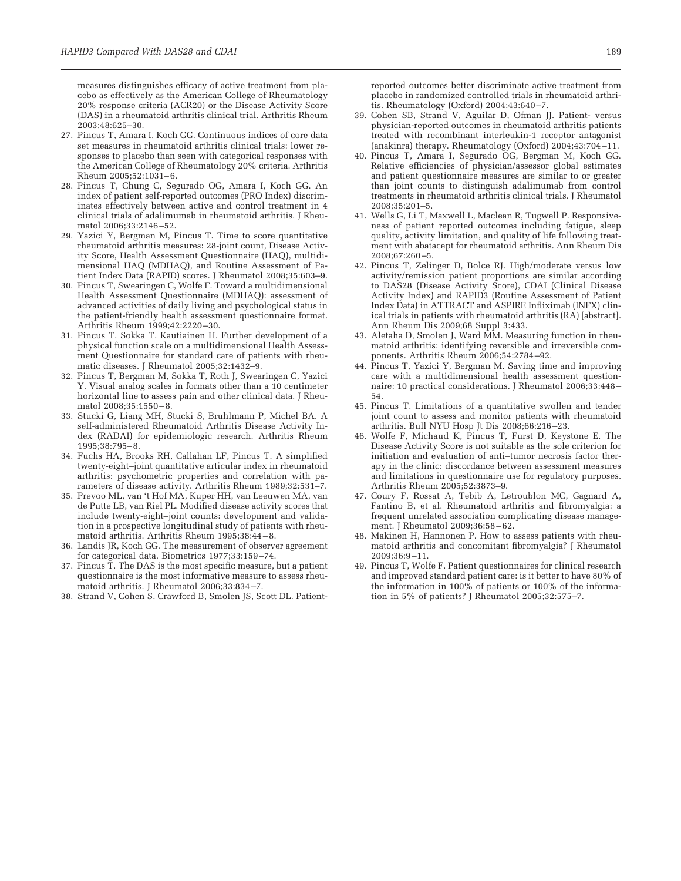measures distinguishes efficacy of active treatment from placebo as effectively as the American College of Rheumatology 20% response criteria (ACR20) or the Disease Activity Score (DAS) in a rheumatoid arthritis clinical trial. Arthritis Rheum 2003;48:625–30.

27. Pincus T, Amara I, Koch GG. Continuous indices of core data set measures in rheumatoid arthritis clinical trials: lower responses to placebo than seen with categorical responses with the American College of Rheumatology 20% criteria. Arthritis Rheum 2005;52:1031–6.
28. Pincus T, Chung C, Segurado OG, Amara I, Koch GG. An index of patient self-reported outcomes (PRO Index) discriminates effectively between active and control treatment in 4 clinical trials of adalimumab in rheumatoid arthritis. J Rheumatol 2006;33:2146–52.
29. Yazici Y, Bergman M, Pincus T. Time to score quantitative rheumatoid arthritis measures: 28-joint count, Disease Activity Score, Health Assessment Questionnaire (HAQ), multidimensional HAQ (MDHAQ), and Routine Assessment of Patient Index Data (RAPID) scores. J Rheumatol 2008;35:603–9.
30. Pincus T, Swearingen C, Wolfe F. Toward a multidimensional Health Assessment Questionnaire (MDHAQ): assessment of advanced activities of daily living and psychological status in the patient-friendly health assessment questionnaire format. Arthritis Rheum 1999;42:2220–30.
31. Pincus T, Sokka T, Kautiainen H. Further development of a physical function scale on a multidimensional Health Assessment Questionnaire for standard care of patients with rheumatic diseases. J Rheumatol 2005;32:1432–9.
32. Pincus T, Bergman M, Sokka T, Roth J, Swearingen C, Yazici Y. Visual analog scales in formats other than a 10 centimeter horizontal line to assess pain and other clinical data. J Rheumatol 2008;35:1550–8.
33. Stucki G, Liang MH, Stucki S, Bruhlmann P, Michel BA. A self-administered Rheumatoid Arthritis Disease Activity Index (RADAI) for epidemiologic research. Arthritis Rheum 1995;38:795–8.
34. Fuchs HA, Brooks RH, Callahan LF, Pincus T. A simplified twenty-eight–joint quantitative articular index in rheumatoid arthritis: psychometric properties and correlation with parameters of disease activity. Arthritis Rheum 1989;32:531–7.
35. Prevoo ML, van 't Hof MA, Kuper HH, van Leeuwen MA, van de Putte LB, van Riel PL. Modified disease activity scores that include twenty-eight–joint counts: development and validation in a prospective longitudinal study of patients with rheumatoid arthritis. Arthritis Rheum 1995;38:44–8.
36. Landis JR, Koch GG. The measurement of observer agreement for categorical data. Biometrics 1977;33:159–74.
37. Pincus T. The DAS is the most specific measure, but a patient questionnaire is the most informative measure to assess rheumatoid arthritis. J Rheumatol 2006;33:834–7.
38. Strand V, Cohen S, Crawford B, Smolen JS, Scott DL. Patient-reported outcomes better discriminate active treatment from placebo in randomized controlled trials in rheumatoid arthritis. Rheumatology (Oxford) 2004;43:640–7.
39. Cohen SB, Strand V, Aguilar D, Ofman JJ. Patient- versus physician-reported outcomes in rheumatoid arthritis patients treated with recombinant interleukin-1 receptor antagonist (anakinra) therapy. Rheumatology (Oxford) 2004;43:704–11.
40. Pincus T, Amara I, Segurado OG, Bergman M, Koch GG. Relative efficiencies of physician/assessor global estimates and patient questionnaire measures are similar to or greater than joint counts to distinguish adalimumab from control treatments in rheumatoid arthritis clinical trials. J Rheumatol 2008;35:201–5.
41. Wells G, Li T, Maxwell L, Maclean R, Tugwell P. Responsiveness of patient reported outcomes including fatigue, sleep quality, activity limitation, and quality of life following treatment with abatacept for rheumatoid arthritis. Ann Rheum Dis 2008;67:260–5.
42. Pincus T, Zelinger D, Bolce RJ. High/moderate versus low activity/remission patient proportions are similar according to DAS28 (Disease Activity Score), CDAI (Clinical Disease Activity Index) and RAPID3 (Routine Assessment of Patient Index Data) in ATTRACT and ASPIRE Infliximab (INFX) clinical trials in patients with rheumatoid arthritis (RA) [abstract]. Ann Rheum Dis 2009;68 Suppl 3:433.
43. Aletaha D, Smolen J, Ward MM. Measuring function in rheumatoid arthritis: identifying reversible and irreversible components. Arthritis Rheum 2006;54:2784–92.
44. Pincus T, Yazici Y, Bergman M. Saving time and improving care with a multidimensional health assessment questionnaire: 10 practical considerations. J Rheumatol 2006;33:448–54.
45. Pincus T. Limitations of a quantitative swollen and tender joint count to assess and monitor patients with rheumatoid arthritis. Bull NYU Hosp Jt Dis 2008;66:216–23.
46. Wolfe F, Michaud K, Pincus T, Furst D, Keystone E. The Disease Activity Score is not suitable as the sole criterion for initiation and evaluation of anti–tumor necrosis factor therapy in the clinic: discordance between assessment measures and limitations in questionnaire use for regulatory purposes. Arthritis Rheum 2005;52:3873–9.
47. Coury F, Rossat A, Tebib A, Letroublon MC, Gagnard A, Fantino B, et al. Rheumatoid arthritis and fibromyalgia: a frequent unrelated association complicating disease management. J Rheumatol 2009;36:58–62.
48. Makinen H, Hannonen P. How to assess patients with rheumatoid arthritis and concomitant fibromyalgia? J Rheumatol 2009;36:9–11.
49. Pincus T, Wolfe F. Patient questionnaires for clinical research and improved standard patient care: is it better to have 80% of the information in 100% of patients or 100% of the information in 5% of patients? J Rheumatol 2005;32:575–7.